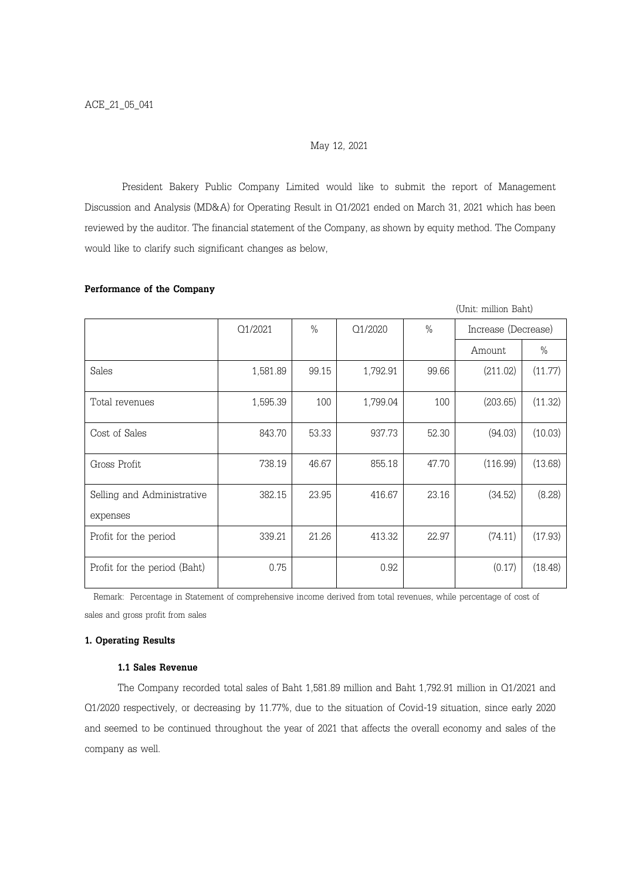ACE_21_05_041

May 12, 2021

President Bakery Public Company Limited would like to submit the report of Management Discussion and Analysis (MD&A) for Operating Result in Q1/2021 ended on March 31, 2021 which has been reviewed by the auditor. The financial statement of the Company, as shown by equity method. The Company would like to clarify such significant changes as below,

**Performance of the Company**

(Unit: million Baht)

| | Q1/2021 | % | Q1/2020 | % | Increase (Decrease) | |
|---|---|---|---|---|---|---|
| | | | | | Amount | % |
| Sales | 1,581.89 | 99.15 | 1,792.91 | 99.66 | (211.02) | (11.77) |
| Total revenues | 1,595.39 | 100 | 1,799.04 | 100 | (203.65) | (11.32) |
| Cost of Sales | 843.70 | 53.33 | 937.73 | 52.30 | (94.03) | (10.03) |
| Gross Profit | 738.19 | 46.67 | 855.18 | 47.70 | (116.99) | (13.68) |
| Selling and Administrative expenses | 382.15 | 23.95 | 416.67 | 23.16 | (34.52) | (8.28) |
| Profit for the period | 339.21 | 21.26 | 413.32 | 22.97 | (74.11) | (17.93) |
| Profit for the period (Baht) | 0.75 | | 0.92 | | (0.17) | (18.48) |

Remark: Percentage in Statement of comprehensive income derived from total revenues, while percentage of cost of sales and gross profit from sales

**1. Operating Results**

**1.1 Sales Revenue**

The Company recorded total sales of Baht 1,581.89 million and Baht 1,792.91 million in Q1/2021 and Q1/2020 respectively, or decreasing by 11.77%, due to the situation of Covid-19 situation, since early 2020 and seemed to be continued throughout the year of 2021 that affects the overall economy and sales of the company as well.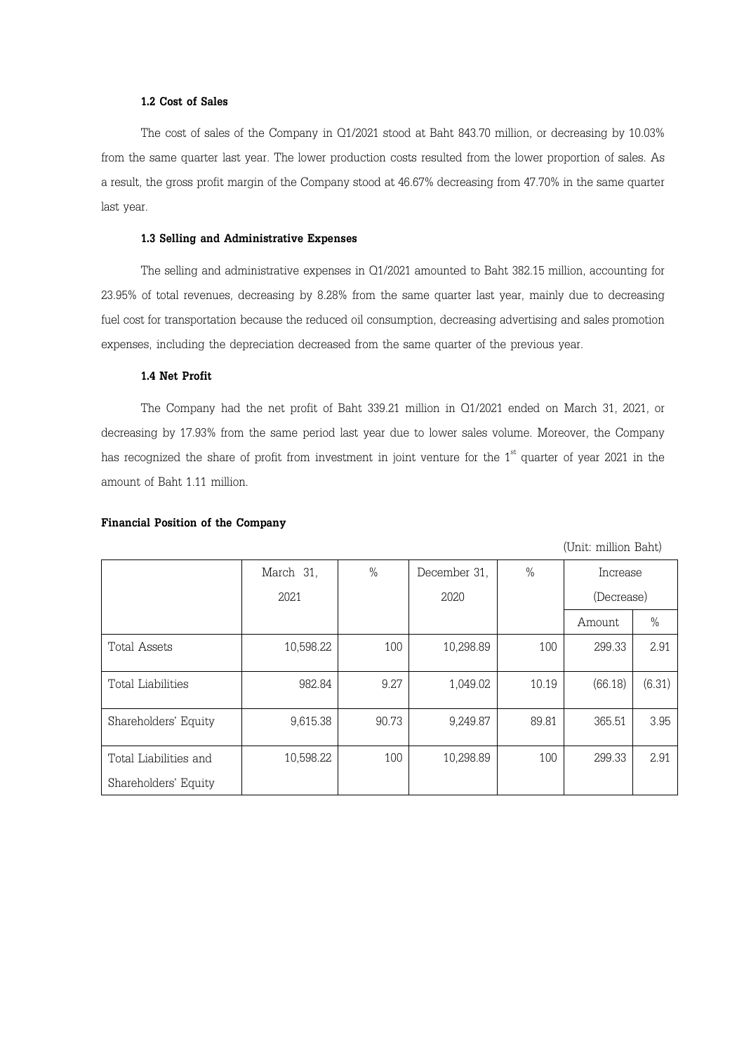### 1.2 Cost of Sales

The cost of sales of the Company in Q1/2021 stood at Baht 843.70 million, or decreasing by 10.03% from the same quarter last year. The lower production costs resulted from the lower proportion of sales. As a result, the gross profit margin of the Company stood at 46.67% decreasing from 47.70% in the same quarter last year.

### 1.3 Selling and Administrative Expenses

The selling and administrative expenses in Q1/2021 amounted to Baht 382.15 million, accounting for 23.95% of total revenues, decreasing by 8.28% from the same quarter last year, mainly due to decreasing fuel cost for transportation because the reduced oil consumption, decreasing advertising and sales promotion expenses, including the depreciation decreased from the same quarter of the previous year.

### 1.4 Net Profit

The Company had the net profit of Baht 339.21 million in Q1/2021 ended on March 31, 2021, or decreasing by 17.93% from the same period last year due to lower sales volume. Moreover, the Company has recognized the share of profit from investment in joint venture for the 1st quarter of year 2021 in the amount of Baht 1.11 million.

## Financial Position of the Company

(Unit: million Baht)

| | March 31, 2021 | % | December 31, 2020 | % | Increase (Decrease) | |
|---|---|---|---|---|---|---|
| | | | | | Amount | % |
| Total Assets | 10,598.22 | 100 | 10,298.89 | 100 | 299.33 | 2.91 |
| Total Liabilities | 982.84 | 9.27 | 1,049.02 | 10.19 | (66.18) | (6.31) |
| Shareholders' Equity | 9,615.38 | 90.73 | 9,249.87 | 89.81 | 365.51 | 3.95 |
| Total Liabilities and Shareholders' Equity | 10,598.22 | 100 | 10,298.89 | 100 | 299.33 | 2.91 |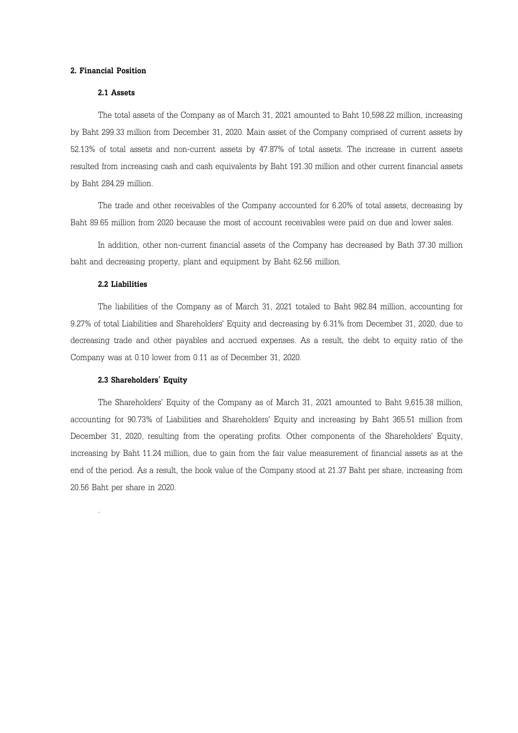## 2. Financial Position

### 2.1 Assets

The total assets of the Company as of March 31, 2021 amounted to Baht 10,598.22 million, increasing by Baht 299.33 million from December 31, 2020. Main asset of the Company comprised of current assets by 52.13% of total assets and non-current assets by 47.87% of total assets. The increase in current assets resulted from increasing cash and cash equivalents by Baht 191.30 million and other current financial assets by Baht 284.29 million.

The trade and other receivables of the Company accounted for 6.20% of total assets, decreasing by Baht 89.65 million from 2020 because the most of account receivables were paid on due and lower sales.

In addition, other non-current financial assets of the Company has decreased by Bath 37.30 million baht and decreasing property, plant and equipment by Baht 62.56 million.

### 2.2 Liabilities

The liabilities of the Company as of March 31, 2021 totaled to Baht 982.84 million, accounting for 9.27% of total Liabilities and Shareholders' Equity and decreasing by 6.31% from December 31, 2020, due to decreasing trade and other payables and accrued expenses. As a result, the debt to equity ratio of the Company was at 0.10 lower from 0.11 as of December 31, 2020.

### 2.3 Shareholders' Equity

The Shareholders' Equity of the Company as of March 31, 2021 amounted to Baht 9,615.38 million, accounting for 90.73% of Liabilities and Shareholders' Equity and increasing by Baht 365.51 million from December 31, 2020, resulting from the operating profits. Other components of the Shareholders' Equity, increasing by Baht 11.24 million, due to gain from the fair value measurement of financial assets as at the end of the period. As a result, the book value of the Company stood at 21.37 Baht per share, increasing from 20.56 Baht per share in 2020.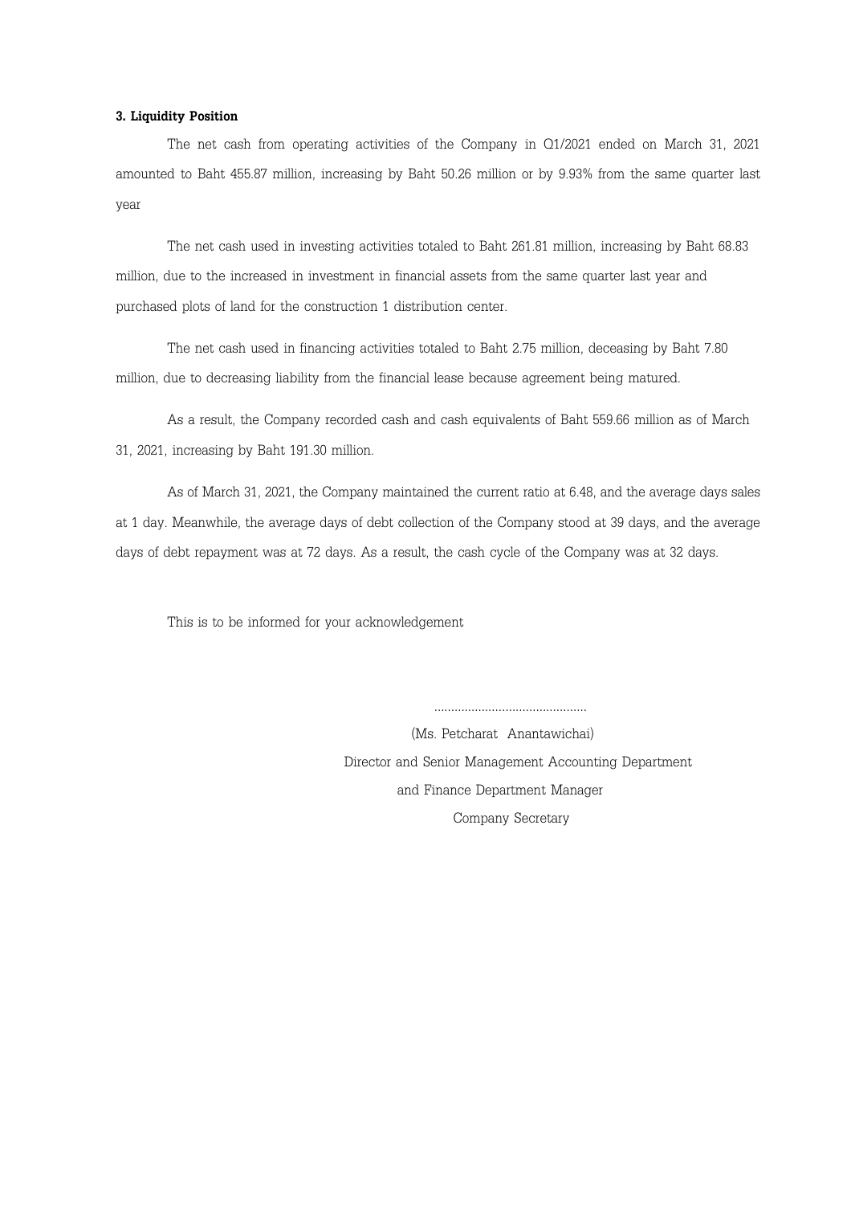**3. Liquidity Position**

The net cash from operating activities of the Company in Q1/2021 ended on March 31, 2021 amounted to Baht 455.87 million, increasing by Baht 50.26 million or by 9.93% from the same quarter last year

The net cash used in investing activities totaled to Baht 261.81 million, increasing by Baht 68.83 million, due to the increased in investment in financial assets from the same quarter last year and purchased plots of land for the construction 1 distribution center.

The net cash used in financing activities totaled to Baht 2.75 million, deceasing by Baht 7.80 million, due to decreasing liability from the financial lease because agreement being matured.

As a result, the Company recorded cash and cash equivalents of Baht 559.66 million as of March 31, 2021, increasing by Baht 191.30 million.

As of March 31, 2021, the Company maintained the current ratio at 6.48, and the average days sales at 1 day. Meanwhile, the average days of debt collection of the Company stood at 39 days, and the average days of debt repayment was at 72 days. As a result, the cash cycle of the Company was at 32 days.

This is to be informed for your acknowledgement

............................................

(Ms. Petcharat Anantawichai)

Director and Senior Management Accounting Department

and Finance Department Manager

Company Secretary